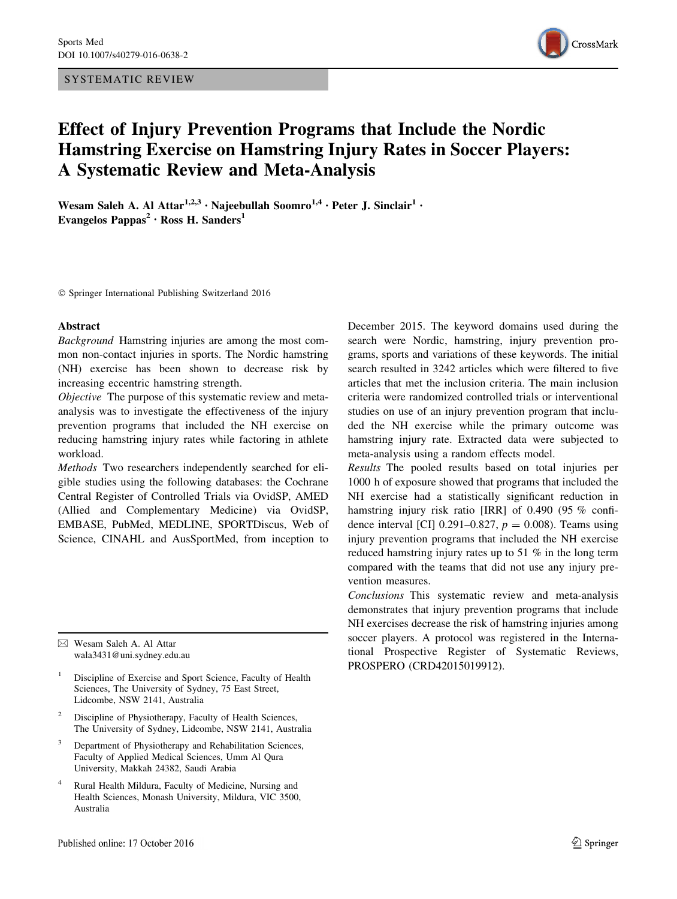SYSTEMATIC REVIEW

# Effect of Injury Prevention Programs that Include the Nordic Hamstring Exercise on Hamstring Injury Rates in Soccer Players: A Systematic Review and Meta-Analysis

Wesam Saleh A. Al Attar[1,2,3] · Najeebullah Soomro[1,4] · Peter J. Sinclair[1] · Evangelos Pappas[2] · Ross H. Sanders[1]

© Springer International Publishing Switzerland 2016

## Abstract

*Background* Hamstring injuries are among the most common non-contact injuries in sports. The Nordic hamstring (NH) exercise has been shown to decrease risk by increasing eccentric hamstring strength.

*Objective* The purpose of this systematic review and meta-analysis was to investigate the effectiveness of the injury prevention programs that included the NH exercise on reducing hamstring injury rates while factoring in athlete workload.

*Methods* Two researchers independently searched for eligible studies using the following databases: the Cochrane Central Register of Controlled Trials via OvidSP, AMED (Allied and Complementary Medicine) via OvidSP, EMBASE, PubMed, MEDLINE, SPORTDiscus, Web of Science, CINAHL and AusSportMed, from inception to December 2015. The keyword domains used during the search were Nordic, hamstring, injury prevention programs, sports and variations of these keywords. The initial search resulted in 3242 articles which were filtered to five articles that met the inclusion criteria. The main inclusion criteria were randomized controlled trials or interventional studies on use of an injury prevention program that included the NH exercise while the primary outcome was hamstring injury rate. Extracted data were subjected to meta-analysis using a random effects model.

*Results* The pooled results based on total injuries per 1000 h of exposure showed that programs that included the NH exercise had a statistically significant reduction in hamstring injury risk ratio [IRR] of 0.490 (95 % confidence interval [CI] 0.291–0.827, $p = 0.008$). Teams using injury prevention programs that included the NH exercise reduced hamstring injury rates up to 51 % in the long term compared with the teams that did not use any injury prevention measures.

*Conclusions* This systematic review and meta-analysis demonstrates that injury prevention programs that include NH exercises decrease the risk of hamstring injuries among soccer players. A protocol was registered in the International Prospective Register of Systematic Reviews, PROSPERO (CRD42015019912).

---

✉ Wesam Saleh A. Al Attar
wala3431@uni.sydney.edu.au

[1] Discipline of Exercise and Sport Science, Faculty of Health Sciences, The University of Sydney, 75 East Street, Lidcombe, NSW 2141, Australia

[2] Discipline of Physiotherapy, Faculty of Health Sciences, The University of Sydney, Lidcombe, NSW 2141, Australia

[3] Department of Physiotherapy and Rehabilitation Sciences, Faculty of Applied Medical Sciences, Umm Al Qura University, Makkah 24382, Saudi Arabia

[4] Rural Health Mildura, Faculty of Medicine, Nursing and Health Sciences, Monash University, Mildura, VIC 3500, Australia

Published online: 17 October 2016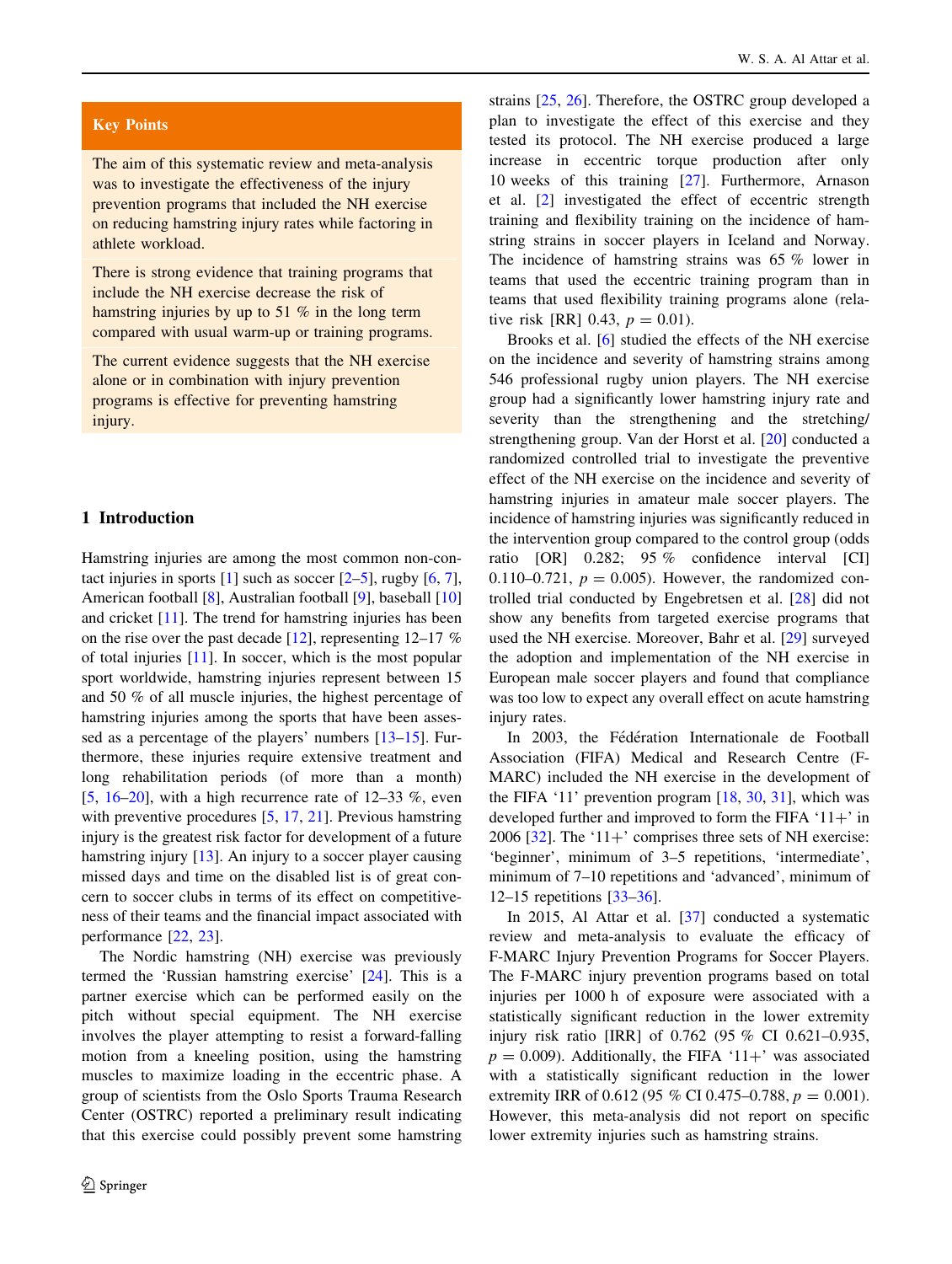**Key Points**

The aim of this systematic review and meta-analysis was to investigate the effectiveness of the injury prevention programs that included the NH exercise on reducing hamstring injury rates while factoring in athlete workload.

There is strong evidence that training programs that include the NH exercise decrease the risk of hamstring injuries by up to 51 % in the long term compared with usual warm-up or training programs.

The current evidence suggests that the NH exercise alone or in combination with injury prevention programs is effective for preventing hamstring injury.

## 1 Introduction

Hamstring injuries are among the most common non-contact injuries in sports [1] such as soccer [2–5], rugby [6, 7], American football [8], Australian football [9], baseball [10] and cricket [11]. The trend for hamstring injuries has been on the rise over the past decade [12], representing 12–17 % of total injuries [11]. In soccer, which is the most popular sport worldwide, hamstring injuries represent between 15 and 50 % of all muscle injuries, the highest percentage of hamstring injuries among the sports that have been assessed as a percentage of the players' numbers [13–15]. Furthermore, these injuries require extensive treatment and long rehabilitation periods (of more than a month) [5, 16–20], with a high recurrence rate of 12–33 %, even with preventive procedures [5, 17, 21]. Previous hamstring injury is the greatest risk factor for development of a future hamstring injury [13]. An injury to a soccer player causing missed days and time on the disabled list is of great concern to soccer clubs in terms of its effect on competitiveness of their teams and the financial impact associated with performance [22, 23].

The Nordic hamstring (NH) exercise was previously termed the 'Russian hamstring exercise' [24]. This is a partner exercise which can be performed easily on the pitch without special equipment. The NH exercise involves the player attempting to resist a forward-falling motion from a kneeling position, using the hamstring muscles to maximize loading in the eccentric phase. A group of scientists from the Oslo Sports Trauma Research Center (OSTRC) reported a preliminary result indicating that this exercise could possibly prevent some hamstring strains [25, 26]. Therefore, the OSTRC group developed a plan to investigate the effect of this exercise and they tested its protocol. The NH exercise produced a large increase in eccentric torque production after only 10 weeks of this training [27]. Furthermore, Arnason et al. [2] investigated the effect of eccentric strength training and flexibility training on the incidence of hamstring strains in soccer players in Iceland and Norway. The incidence of hamstring strains was 65 % lower in teams that used the eccentric training program than in teams that used flexibility training programs alone (relative risk [RR] 0.43, $p = 0.01$).

Brooks et al. [6] studied the effects of the NH exercise on the incidence and severity of hamstring strains among 546 professional rugby union players. The NH exercise group had a significantly lower hamstring injury rate and severity than the strengthening and the stretching/strengthening group. Van der Horst et al. [20] conducted a randomized controlled trial to investigate the preventive effect of the NH exercise on the incidence and severity of hamstring injuries in amateur male soccer players. The incidence of hamstring injuries was significantly reduced in the intervention group compared to the control group (odds ratio [OR] 0.282; 95 % confidence interval [CI] 0.110–0.721, $p = 0.005$). However, the randomized controlled trial conducted by Engebretsen et al. [28] did not show any benefits from targeted exercise programs that used the NH exercise. Moreover, Bahr et al. [29] surveyed the adoption and implementation of the NH exercise in European male soccer players and found that compliance was too low to expect any overall effect on acute hamstring injury rates.

In 2003, the Fédération Internationale de Football Association (FIFA) Medical and Research Centre (F-MARC) included the NH exercise in the development of the FIFA '11' prevention program [18, 30, 31], which was developed further and improved to form the FIFA '11+' in 2006 [32]. The '11+' comprises three sets of NH exercise: 'beginner', minimum of 3–5 repetitions, 'intermediate', minimum of 7–10 repetitions and 'advanced', minimum of 12–15 repetitions [33–36].

In 2015, Al Attar et al. [37] conducted a systematic review and meta-analysis to evaluate the efficacy of F-MARC Injury Prevention Programs for Soccer Players. The F-MARC injury prevention programs based on total injuries per 1000 h of exposure were associated with a statistically significant reduction in the lower extremity injury risk ratio [IRR] of 0.762 (95 % CI 0.621–0.935, $p = 0.009$). Additionally, the FIFA '11+' was associated with a statistically significant reduction in the lower extremity IRR of 0.612 (95 % CI 0.475–0.788, $p = 0.001$). However, this meta-analysis did not report on specific lower extremity injuries such as hamstring strains.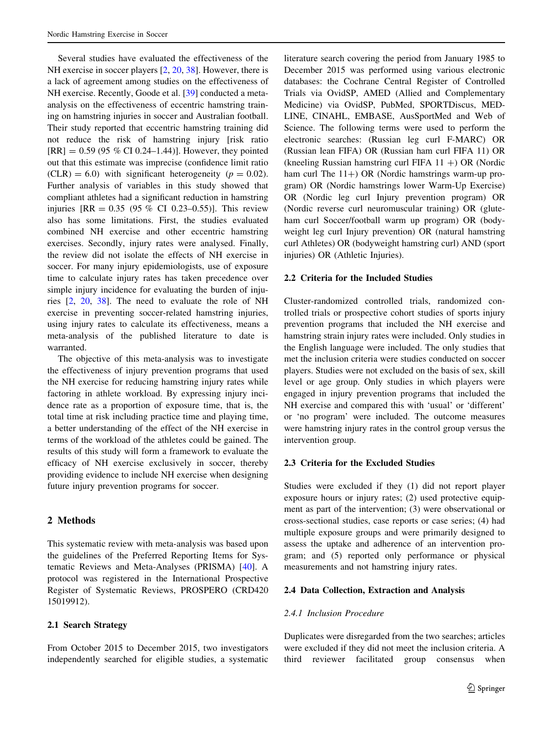Several studies have evaluated the effectiveness of the NH exercise in soccer players [2, 20, 38]. However, there is a lack of agreement among studies on the effectiveness of NH exercise. Recently, Goode et al. [39] conducted a meta-analysis on the effectiveness of eccentric hamstring training on hamstring injuries in soccer and Australian football. Their study reported that eccentric hamstring training did not reduce the risk of hamstring injury [risk ratio [RR] = 0.59 (95 % CI 0.24–1.44)]. However, they pointed out that this estimate was imprecise (confidence limit ratio (CLR) = 6.0) with significant heterogeneity ($p = 0.02$). Further analysis of variables in this study showed that compliant athletes had a significant reduction in hamstring injuries [RR = 0.35 (95 % CI 0.23–0.55)]. This review also has some limitations. First, the studies evaluated combined NH exercise and other eccentric hamstring exercises. Secondly, injury rates were analysed. Finally, the review did not isolate the effects of NH exercise in soccer. For many injury epidemiologists, use of exposure time to calculate injury rates has taken precedence over simple injury incidence for evaluating the burden of injuries [2, 20, 38]. The need to evaluate the role of NH exercise in preventing soccer-related hamstring injuries, using injury rates to calculate its effectiveness, means a meta-analysis of the published literature to date is warranted.

The objective of this meta-analysis was to investigate the effectiveness of injury prevention programs that used the NH exercise for reducing hamstring injury rates while factoring in athlete workload. By expressing injury incidence rate as a proportion of exposure time, that is, the total time at risk including practice time and playing time, a better understanding of the effect of the NH exercise in terms of the workload of the athletes could be gained. The results of this study will form a framework to evaluate the efficacy of NH exercise exclusively in soccer, thereby providing evidence to include NH exercise when designing future injury prevention programs for soccer.

## 2 Methods

This systematic review with meta-analysis was based upon the guidelines of the Preferred Reporting Items for Systematic Reviews and Meta-Analyses (PRISMA) [40]. A protocol was registered in the International Prospective Register of Systematic Reviews, PROSPERO (CRD420 15019912).

### 2.1 Search Strategy

From October 2015 to December 2015, two investigators independently searched for eligible studies, a systematic literature search covering the period from January 1985 to December 2015 was performed using various electronic databases: the Cochrane Central Register of Controlled Trials via OvidSP, AMED (Allied and Complementary Medicine) via OvidSP, PubMed, SPORTDiscus, MEDLINE, CINAHL, EMBASE, AusSportMed and Web of Science. The following terms were used to perform the electronic searches: (Russian leg curl F-MARC) OR (Russian lean FIFA) OR (Russian ham curl FIFA 11) OR (kneeling Russian hamstring curl FIFA 11 +) OR (Nordic ham curl The 11+) OR (Nordic hamstrings warm-up program) OR (Nordic hamstrings lower Warm-Up Exercise) OR (Nordic leg curl Injury prevention program) OR (Nordic reverse curl neuromuscular training) OR (glute-ham curl Soccer/football warm up program) OR (body-weight leg curl Injury prevention) OR (natural hamstring curl Athletes) OR (bodyweight hamstring curl) AND (sport injuries) OR (Athletic Injuries).

### 2.2 Criteria for the Included Studies

Cluster-randomized controlled trials, randomized controlled trials or prospective cohort studies of sports injury prevention programs that included the NH exercise and hamstring strain injury rates were included. Only studies in the English language were included. The only studies that met the inclusion criteria were studies conducted on soccer players. Studies were not excluded on the basis of sex, skill level or age group. Only studies in which players were engaged in injury prevention programs that included the NH exercise and compared this with 'usual' or 'different' or 'no program' were included. The outcome measures were hamstring injury rates in the control group versus the intervention group.

### 2.3 Criteria for the Excluded Studies

Studies were excluded if they (1) did not report player exposure hours or injury rates; (2) used protective equipment as part of the intervention; (3) were observational or cross-sectional studies, case reports or case series; (4) had multiple exposure groups and were primarily designed to assess the uptake and adherence of an intervention program; and (5) reported only performance or physical measurements and not hamstring injury rates.

### 2.4 Data Collection, Extraction and Analysis

#### *2.4.1 Inclusion Procedure*

Duplicates were disregarded from the two searches; articles were excluded if they did not meet the inclusion criteria. A third reviewer facilitated group consensus when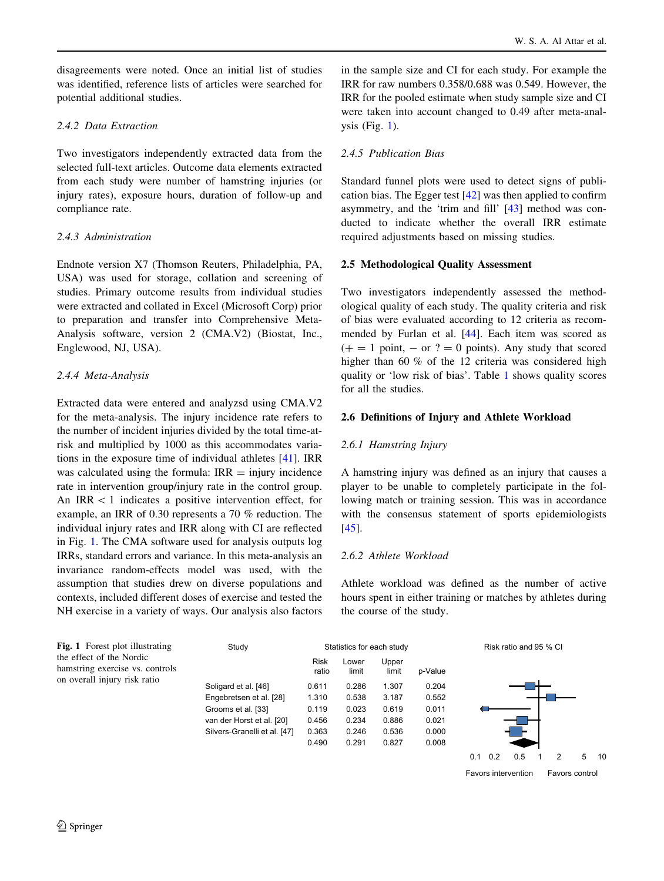disagreements were noted. Once an initial list of studies was identified, reference lists of articles were searched for potential additional studies.

#### 2.4.2 Data Extraction

Two investigators independently extracted data from the selected full-text articles. Outcome data elements extracted from each study were number of hamstring injuries (or injury rates), exposure hours, duration of follow-up and compliance rate.

#### 2.4.3 Administration

Endnote version X7 (Thomson Reuters, Philadelphia, PA, USA) was used for storage, collation and screening of studies. Primary outcome results from individual studies were extracted and collated in Excel (Microsoft Corp) prior to preparation and transfer into Comprehensive Meta-Analysis software, version 2 (CMA.V2) (Biostat, Inc., Englewood, NJ, USA).

#### 2.4.4 Meta-Analysis

Extracted data were entered and analyzsd using CMA.V2 for the meta-analysis. The injury incidence rate refers to the number of incident injuries divided by the total time-at-risk and multiplied by 1000 as this accommodates variations in the exposure time of individual athletes [41]. IRR was calculated using the formula: IRR = injury incidence rate in intervention group/injury rate in the control group. An IRR $< 1$ indicates a positive intervention effect, for example, an IRR of 0.30 represents a 70 % reduction. The individual injury rates and IRR along with CI are reflected in Fig. 1. The CMA software used for analysis outputs log IRRs, standard errors and variance. In this meta-analysis an invariance random-effects model was used, with the assumption that studies drew on diverse populations and contexts, included different doses of exercise and tested the NH exercise in a variety of ways. Our analysis also factors in the sample size and CI for each study. For example the IRR for raw numbers 0.358/0.688 was 0.549. However, the IRR for the pooled estimate when study sample size and CI were taken into account changed to 0.49 after meta-analysis (Fig. 1).

#### 2.4.5 Publication Bias

Standard funnel plots were used to detect signs of publication bias. The Egger test [42] was then applied to confirm asymmetry, and the 'trim and fill' [43] method was conducted to indicate whether the overall IRR estimate required adjustments based on missing studies.

### 2.5 Methodological Quality Assessment

Two investigators independently assessed the methodological quality of each study. The quality criteria and risk of bias were evaluated according to 12 criteria as recommended by Furlan et al. [44]. Each item was scored as (+ = 1 point, − or ? = 0 points). Any study that scored higher than 60 % of the 12 criteria was considered high quality or 'low risk of bias'. Table 1 shows quality scores for all the studies.

### 2.6 Definitions of Injury and Athlete Workload

#### 2.6.1 Hamstring Injury

A hamstring injury was defined as an injury that causes a player to be unable to completely participate in the following match or training session. This was in accordance with the consensus statement of sports epidemiologists [45].

#### 2.6.2 Athlete Workload

Athlete workload was defined as the number of active hours spent in either training or matches by athletes during the course of the study.

| Study | Risk ratio | Lower limit | Upper limit | p-Value |
|---|---|---|---|---|
| Soligard et al. [46] | 0.611 | 0.286 | 1.307 | 0.204 |
| Engebretsen et al. [28] | 1.310 | 0.538 | 3.187 | 0.552 |
| Grooms et al. [33] | 0.119 | 0.023 | 0.619 | 0.011 |
| van der Horst et al. [20] | 0.456 | 0.234 | 0.886 | 0.021 |
| Silvers-Granelli et al. [47] | 0.363 | 0.246 | 0.536 | 0.000 |
| | 0.490 | 0.291 | 0.827 | 0.008 |

**Fig. 1** Forest plot illustrating the effect of the Nordic hamstring exercise vs. controls on overall injury risk ratio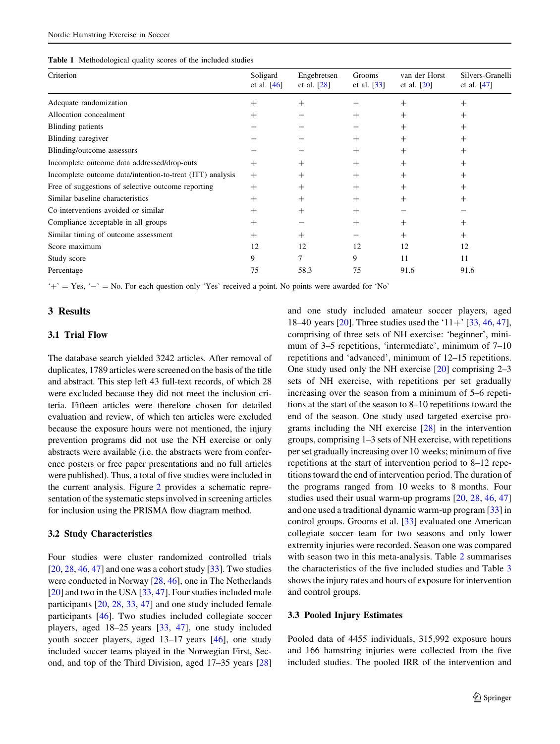**Table 1** Methodological quality scores of the included studies

| Criterion | Soligard et al. [46] | Engebretsen et al. [28] | Grooms et al. [33] | van der Horst et al. [20] | Silvers-Granelli et al. [47] |
|---|---|---|---|---|---|
| Adequate randomization | + | + | − | + | + |
| Allocation concealment | + | − | + | + | + |
| Blinding patients | − | − | − | + | + |
| Blinding caregiver | − | − | + | + | + |
| Blinding/outcome assessors | − | − | + | + | + |
| Incomplete outcome data addressed/drop-outs | + | + | + | + | + |
| Incomplete outcome data/intention-to-treat (ITT) analysis | + | + | + | + | + |
| Free of suggestions of selective outcome reporting | + | + | + | + | + |
| Similar baseline characteristics | + | + | + | + | + |
| Co-interventions avoided or similar | + | + | + | − | − |
| Compliance acceptable in all groups | + | − | + | + | + |
| Similar timing of outcome assessment | + | + | − | + | + |
| Score maximum | 12 | 12 | 12 | 12 | 12 |
| Study score | 9 | 7 | 9 | 11 | 11 |
| Percentage | 75 | 58.3 | 75 | 91.6 | 91.6 |

'+' = Yes, '−' = No. For each question only 'Yes' received a point. No points were awarded for 'No'

## 3 Results

### 3.1 Trial Flow

The database search yielded 3242 articles. After removal of duplicates, 1789 articles were screened on the basis of the title and abstract. This step left 43 full-text records, of which 28 were excluded because they did not meet the inclusion criteria. Fifteen articles were therefore chosen for detailed evaluation and review, of which ten articles were excluded because the exposure hours were not mentioned, the injury prevention programs did not use the NH exercise or only abstracts were available (i.e. the abstracts were from conference posters or free paper presentations and no full articles were published). Thus, a total of five studies were included in the current analysis. Figure 2 provides a schematic representation of the systematic steps involved in screening articles for inclusion using the PRISMA flow diagram method.

### 3.2 Study Characteristics

Four studies were cluster randomized controlled trials [20, 28, 46, 47] and one was a cohort study [33]. Two studies were conducted in Norway [28, 46], one in The Netherlands [20] and two in the USA [33, 47]. Four studies included male participants [20, 28, 33, 47] and one study included female participants [46]. Two studies included collegiate soccer players, aged 18–25 years [33, 47], one study included youth soccer players, aged 13–17 years [46], one study included soccer teams played in the Norwegian First, Second, and top of the Third Division, aged 17–35 years [28] and one study included amateur soccer players, aged 18–40 years [20]. Three studies used the '11+' [33, 46, 47], comprising of three sets of NH exercise: 'beginner', minimum of 3–5 repetitions, 'intermediate', minimum of 7–10 repetitions and 'advanced', minimum of 12–15 repetitions. One study used only the NH exercise [20] comprising 2–3 sets of NH exercise, with repetitions per set gradually increasing over the season from a minimum of 5–6 repetitions at the start of the season to 8–10 repetitions toward the end of the season. One study used targeted exercise programs including the NH exercise [28] in the intervention groups, comprising 1–3 sets of NH exercise, with repetitions per set gradually increasing over 10 weeks; minimum of five repetitions at the start of intervention period to 8–12 repetitions toward the end of intervention period. The duration of the programs ranged from 10 weeks to 8 months. Four studies used their usual warm-up programs [20, 28, 46, 47] and one used a traditional dynamic warm-up program [33] in control groups. Grooms et al. [33] evaluated one American collegiate soccer team for two seasons and only lower extremity injuries were recorded. Season one was compared with season two in this meta-analysis. Table 2 summarises the characteristics of the five included studies and Table 3 shows the injury rates and hours of exposure for intervention and control groups.

### 3.3 Pooled Injury Estimates

Pooled data of 4455 individuals, 315,992 exposure hours and 166 hamstring injuries were collected from the five included studies. The pooled IRR of the intervention and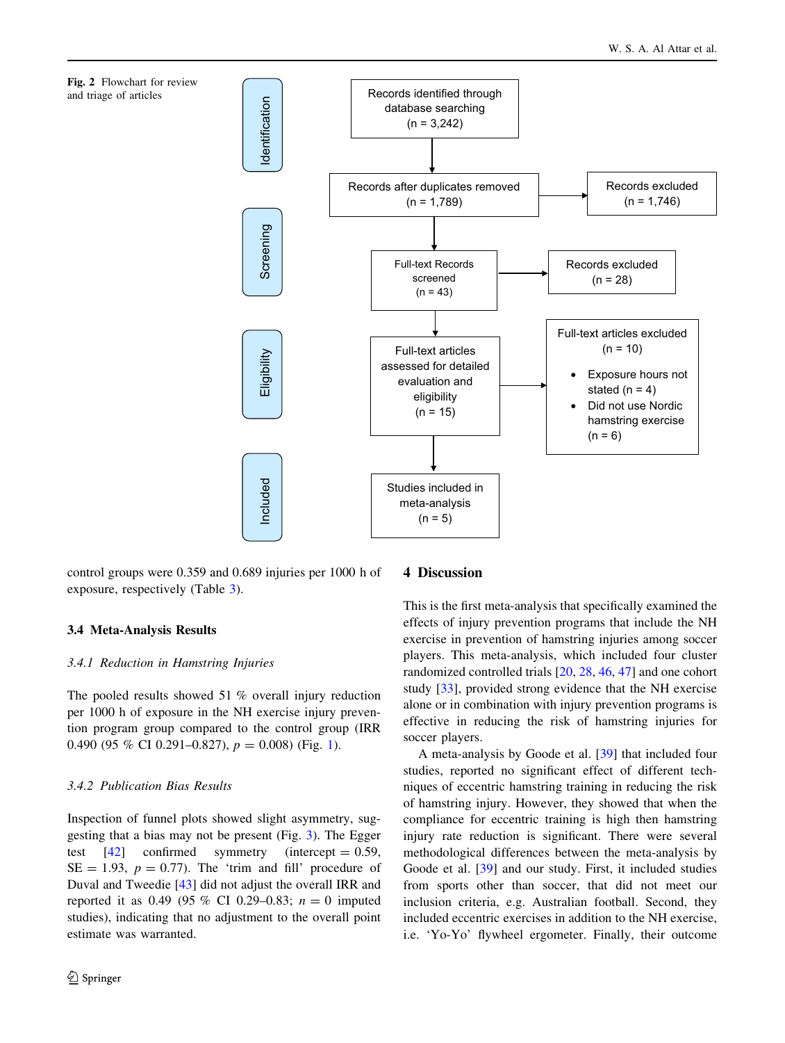**Fig. 2** Flowchart for review and triage of articles

Identification

Records identified through database searching (n = 3,242)

Screening

Records after duplicates removed (n = 1,789) → Records excluded (n = 1,746)

Full-text Records screened (n = 43) → Records excluded (n = 28)

Eligibility

Full-text articles assessed for detailed evaluation and eligibility (n = 15) → Full-text articles excluded (n = 10)

- Exposure hours not stated (n = 4)
- Did not use Nordic hamstring exercise (n = 6)

Included

Studies included in meta-analysis (n = 5)

control groups were 0.359 and 0.689 injuries per 1000 h of exposure, respectively (Table 3).

### 3.4 Meta-Analysis Results

#### *3.4.1 Reduction in Hamstring Injuries*

The pooled results showed 51 % overall injury reduction per 1000 h of exposure in the NH exercise injury prevention program group compared to the control group (IRR 0.490 (95 % CI 0.291–0.827), $p = 0.008$) (Fig. 1).

#### *3.4.2 Publication Bias Results*

Inspection of funnel plots showed slight asymmetry, suggesting that a bias may not be present (Fig. 3). The Egger test [42] confirmed symmetry (intercept = 0.59, SE = 1.93, $p = 0.77$). The 'trim and fill' procedure of Duval and Tweedie [43] did not adjust the overall IRR and reported it as 0.49 (95 % CI 0.29–0.83; $n = 0$ imputed studies), indicating that no adjustment to the overall point estimate was warranted.

## 4 Discussion

This is the first meta-analysis that specifically examined the effects of injury prevention programs that include the NH exercise in prevention of hamstring injuries among soccer players. This meta-analysis, which included four cluster randomized controlled trials [20, 28, 46, 47] and one cohort study [33], provided strong evidence that the NH exercise alone or in combination with injury prevention programs is effective in reducing the risk of hamstring injuries for soccer players.

A meta-analysis by Goode et al. [39] that included four studies, reported no significant effect of different techniques of eccentric hamstring training in reducing the risk of hamstring injury. However, they showed that when the compliance for eccentric training is high then hamstring injury rate reduction is significant. There were several methodological differences between the meta-analysis by Goode et al. [39] and our study. First, it included studies from sports other than soccer, that did not meet our inclusion criteria, e.g. Australian football. Second, they included eccentric exercises in addition to the NH exercise, i.e. 'Yo-Yo' flywheel ergometer. Finally, their outcome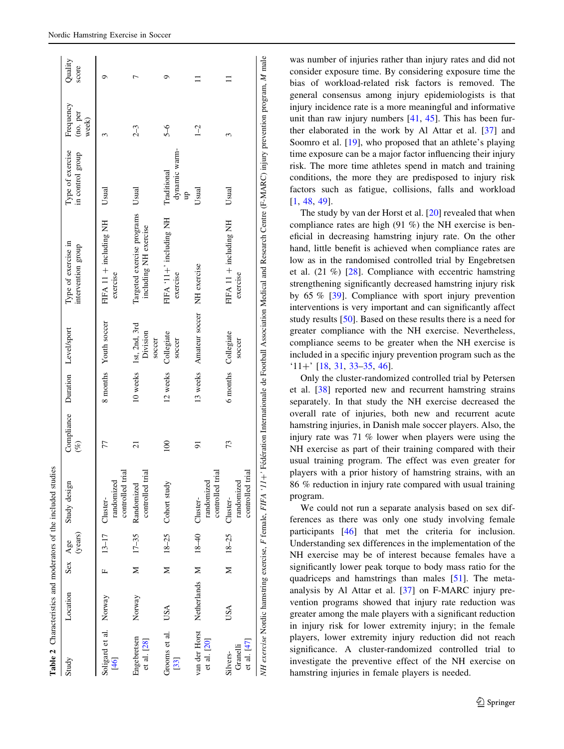**Table 2** Characteristics and moderators of the included studies

| Study | Location | Sex | Age (years) | Study design | Compliance (%) | Duration | Level/sport | Type of exercise in intervention group | Type of exercise in control group | Frequency (no. per week) | Quality score |
|---|---|---|---|---|---|---|---|---|---|---|---|
| Soligard et al. [46] | Norway | F | 13–17 | Cluster-randomized controlled trial | 77 | 8 months | Youth soccer | FIFA 11 + including NH exercise | Usual | 3 | 9 |
| Engebretsen et al. [28] | Norway | M | 17–35 | Randomized controlled trial | 21 | 10 weeks | 1st, 2nd, 3rd Division soccer | Targeted exercise programs including NH exercise | Usual | 2–3 | 7 |
| Grooms et al. [33] | USA | M | 18–25 | Cohort study | 100 | 12 weeks | Collegiate soccer | FIFA '11+' including NH exercise | Traditional dynamic warm-up | 5–6 | 9 |
| van der Horst et al. [20] | Netherlands | M | 18–40 | Cluster-randomized controlled trial | 91 | 13 weeks | Amateur soccer | NH exercise | Usual | 1–2 | 11 |
| Silvers-Granelli et al. [47] | USA | M | 18–25 | Cluster-randomized controlled trial | 73 | 6 months | Collegiate soccer | FIFA 11 + including NH exercise | Usual | 3 | 11 |

*NH exercise* Nordic hamstring exercise, *F* female, *FIFA '11+'* Fédération Internationale de Football Association Medical and Research Centre (F-MARC) injury prevention program, *M* male

was number of injuries rather than injury rates and did not consider exposure time. By considering exposure time the bias of workload-related risk factors is removed. The general consensus among injury epidemiologists is that injury incidence rate is a more meaningful and informative unit than raw injury numbers [41, 45]. This has been further elaborated in the work by Al Attar et al. [37] and Soomro et al. [19], who proposed that an athlete's playing time exposure can be a major factor influencing their injury risk. The more time athletes spend in match and training conditions, the more they are predisposed to injury risk factors such as fatigue, collisions, falls and workload [1, 48, 49].

The study by van der Horst et al. [20] revealed that when compliance rates are high (91 %) the NH exercise is beneficial in decreasing hamstring injury rate. On the other hand, little benefit is achieved when compliance rates are low as in the randomised controlled trial by Engebretsen et al. (21 %) [28]. Compliance with eccentric hamstring strengthening significantly decreased hamstring injury risk by 65 % [39]. Compliance with sport injury prevention interventions is very important and can significantly affect study results [50]. Based on these results there is a need for greater compliance with the NH exercise. Nevertheless, compliance seems to be greater when the NH exercise is included in a specific injury prevention program such as the '11+' [18, 31, 33–35, 46].

Only the cluster-randomized controlled trial by Petersen et al. [38] reported new and recurrent hamstring strains separately. In that study the NH exercise decreased the overall rate of injuries, both new and recurrent acute hamstring injuries, in Danish male soccer players. Also, the injury rate was 71 % lower when players were using the NH exercise as part of their training compared with their usual training program. The effect was even greater for players with a prior history of hamstring strains, with an 86 % reduction in injury rate compared with usual training program.

We could not run a separate analysis based on sex differences as there was only one study involving female participants [46] that met the criteria for inclusion. Understanding sex differences in the implementation of the NH exercise may be of interest because females have a significantly lower peak torque to body mass ratio for the quadriceps and hamstrings than males [51]. The meta-analysis by Al Attar et al. [37] on F-MARC injury prevention programs showed that injury rate reduction was greater among the male players with a significant reduction in injury risk for lower extremity injury; in the female players, lower extremity injury reduction did not reach significance. A cluster-randomized controlled trial to investigate the preventive effect of the NH exercise on hamstring injuries in female players is needed.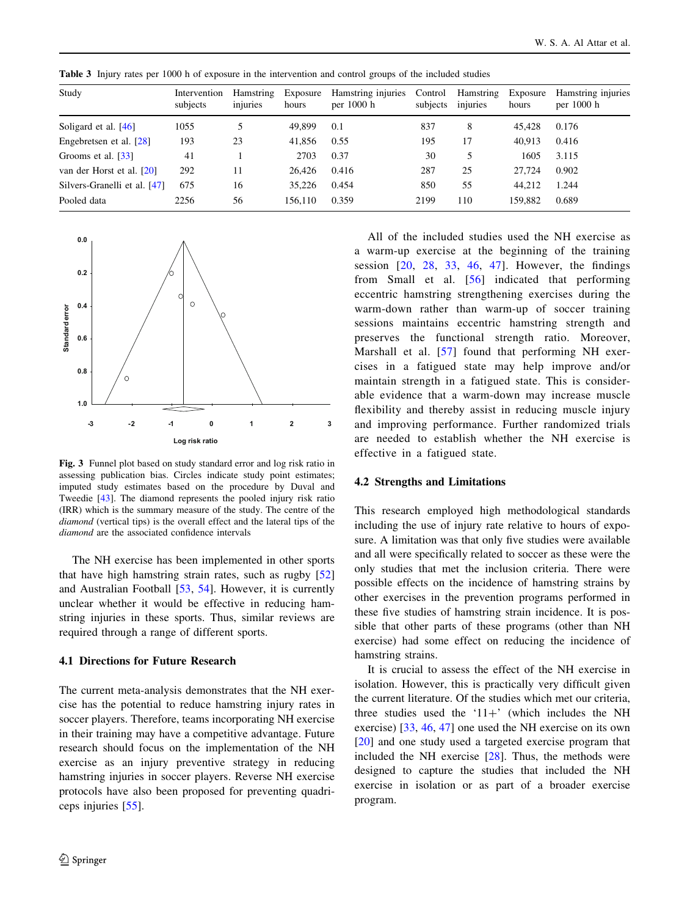**Table 3** Injury rates per 1000 h of exposure in the intervention and control groups of the included studies

| Study | Intervention subjects | Hamstring injuries | Exposure hours | Hamstring injuries per 1000 h | Control subjects | Hamstring injuries | Exposure hours | Hamstring injuries per 1000 h |
|---|---|---|---|---|---|---|---|---|
| Soligard et al. [46] | 1055 | 5 | 49,899 | 0.1 | 837 | 8 | 45,428 | 0.176 |
| Engebretsen et al. [28] | 193 | 23 | 41,856 | 0.55 | 195 | 17 | 40,913 | 0.416 |
| Grooms et al. [33] | 41 | 1 | 2703 | 0.37 | 30 | 5 | 1605 | 3.115 |
| van der Horst et al. [20] | 292 | 11 | 26,426 | 0.416 | 287 | 25 | 27,724 | 0.902 |
| Silvers-Granelli et al. [47] | 675 | 16 | 35,226 | 0.454 | 850 | 55 | 44,212 | 1.244 |
| Pooled data | 2256 | 56 | 156,110 | 0.359 | 2199 | 110 | 159,882 | 0.689 |

**Fig. 3** Funnel plot based on study standard error and log risk ratio in assessing publication bias. Circles indicate study point estimates; imputed study estimates based on the procedure by Duval and Tweedie [43]. The diamond represents the pooled injury risk ratio (IRR) which is the summary measure of the study. The centre of the *diamond* (vertical tips) is the overall effect and the lateral tips of the *diamond* are the associated confidence intervals

The NH exercise has been implemented in other sports that have high hamstring strain rates, such as rugby [52] and Australian Football [53, 54]. However, it is currently unclear whether it would be effective in reducing hamstring injuries in these sports. Thus, similar reviews are required through a range of different sports.

### 4.1 Directions for Future Research

The current meta-analysis demonstrates that the NH exercise has the potential to reduce hamstring injury rates in soccer players. Therefore, teams incorporating NH exercise in their training may have a competitive advantage. Future research should focus on the implementation of the NH exercise as an injury preventive strategy in reducing hamstring injuries in soccer players. Reverse NH exercise protocols have also been proposed for preventing quadriceps injuries [55].

All of the included studies used the NH exercise as a warm-up exercise at the beginning of the training session [20, 28, 33, 46, 47]. However, the findings from Small et al. [56] indicated that performing eccentric hamstring strengthening exercises during the warm-down rather than warm-up of soccer training sessions maintains eccentric hamstring strength and preserves the functional strength ratio. Moreover, Marshall et al. [57] found that performing NH exercises in a fatigued state may help improve and/or maintain strength in a fatigued state. This is considerable evidence that a warm-down may increase muscle flexibility and thereby assist in reducing muscle injury and improving performance. Further randomized trials are needed to establish whether the NH exercise is effective in a fatigued state.

### 4.2 Strengths and Limitations

This research employed high methodological standards including the use of injury rate relative to hours of exposure. A limitation was that only five studies were available and all were specifically related to soccer as these were the only studies that met the inclusion criteria. There were possible effects on the incidence of hamstring strains by other exercises in the prevention programs performed in these five studies of hamstring strain incidence. It is possible that other parts of these programs (other than NH exercise) had some effect on reducing the incidence of hamstring strains.

It is crucial to assess the effect of the NH exercise in isolation. However, this is practically very difficult given the current literature. Of the studies which met our criteria, three studies used the '11+' (which includes the NH exercise) [33, 46, 47] one used the NH exercise on its own [20] and one study used a targeted exercise program that included the NH exercise [28]. Thus, the methods were designed to capture the studies that included the NH exercise in isolation or as part of a broader exercise program.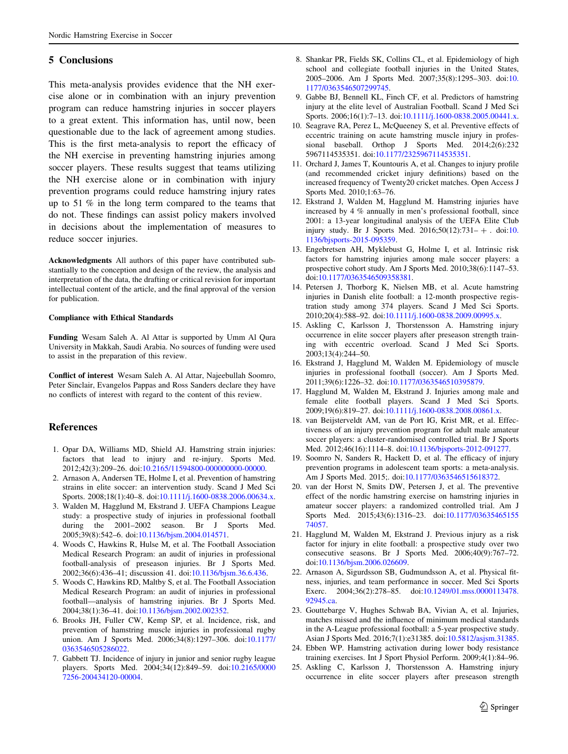## 5 Conclusions

This meta-analysis provides evidence that the NH exercise alone or in combination with an injury prevention program can reduce hamstring injuries in soccer players to a great extent. This information has, until now, been questionable due to the lack of agreement among studies. This is the first meta-analysis to report the efficacy of the NH exercise in preventing hamstring injuries among soccer players. These results suggest that teams utilizing the NH exercise alone or in combination with injury prevention programs could reduce hamstring injury rates up to 51 % in the long term compared to the teams that do not. These findings can assist policy makers involved in decisions about the implementation of measures to reduce soccer injuries.

**Acknowledgments** All authors of this paper have contributed substantially to the conception and design of the review, the analysis and interpretation of the data, the drafting or critical revision for important intellectual content of the article, and the final approval of the version for publication.

**Compliance with Ethical Standards**

**Funding** Wesam Saleh A. Al Attar is supported by Umm Al Qura University in Makkah, Saudi Arabia. No sources of funding were used to assist in the preparation of this review.

**Conflict of interest** Wesam Saleh A. Al Attar, Najeebullah Soomro, Peter Sinclair, Evangelos Pappas and Ross Sanders declare they have no conflicts of interest with regard to the content of this review.

## References

1. Opar DA, Williams MD, Shield AJ. Hamstring strain injuries: factors that lead to injury and re-injury. Sports Med. 2012;42(3):209–26. doi:10.2165/11594800-000000000-00000.
2. Arnason A, Andersen TE, Holme I, et al. Prevention of hamstring strains in elite soccer: an intervention study. Scand J Med Sci Sports. 2008;18(1):40–8. doi:10.1111/j.1600-0838.2006.00634.x.
3. Walden M, Hagglund M, Ekstrand J. UEFA Champions League study: a prospective study of injuries in professional football during the 2001–2002 season. Br J Sports Med. 2005;39(8):542–6. doi:10.1136/bjsm.2004.014571.
4. Woods C, Hawkins R, Hulse M, et al. The Football Association Medical Research Program: an audit of injuries in professional football-analysis of preseason injuries. Br J Sports Med. 2002;36(6):436–41; discussion 41. doi:10.1136/bjsm.36.6.436.
5. Woods C, Hawkins RD, Maltby S, et al. The Football Association Medical Research Program: an audit of injuries in professional football—analysis of hamstring injuries. Br J Sports Med. 2004;38(1):36–41. doi:10.1136/bjsm.2002.002352.
6. Brooks JH, Fuller CW, Kemp SP, et al. Incidence, risk, and prevention of hamstring muscle injuries in professional rugby union. Am J Sports Med. 2006;34(8):1297–306. doi:10.1177/0363546505286022.
7. Gabbett TJ. Incidence of injury in junior and senior rugby league players. Sports Med. 2004;34(12):849–59. doi:10.2165/00007256-200434120-00004.
8. Shankar PR, Fields SK, Collins CL, et al. Epidemiology of high school and collegiate football injuries in the United States, 2005–2006. Am J Sports Med. 2007;35(8):1295–303. doi:10.1177/0363546507299745.
9. Gabbe BJ, Bennell KL, Finch CF, et al. Predictors of hamstring injury at the elite level of Australian Football. Scand J Med Sci Sports. 2006;16(1):7–13. doi:10.1111/j.1600-0838.2005.00441.x.
10. Seagrave RA, Perez L, McQueeney S, et al. Preventive effects of eccentric training on acute hamstring muscle injury in professional baseball. Orthop J Sports Med. 2014;2(6):2325967114535351. doi:10.1177/2325967114535351.
11. Orchard J, James T, Kountouris A, et al. Changes to injury profile (and recommended cricket injury definitions) based on the increased frequency of Twenty20 cricket matches. Open Access J Sports Med. 2010;1:63–76.
12. Ekstrand J, Walden M, Hagglund M. Hamstring injuries have increased by 4 % annually in men's professional football, since 2001: a 13-year longitudinal analysis of the UEFA Elite Club injury study. Br J Sports Med. 2016;50(12):731– + . doi:10.1136/bjsports-2015-095359.
13. Engebretsen AH, Myklebust G, Holme I, et al. Intrinsic risk factors for hamstring injuries among male soccer players: a prospective cohort study. Am J Sports Med. 2010;38(6):1147–53. doi:10.1177/0363546509358381.
14. Petersen J, Thorborg K, Nielsen MB, et al. Acute hamstring injuries in Danish elite football: a 12-month prospective registration study among 374 players. Scand J Med Sci Sports. 2010;20(4):588–92. doi:10.1111/j.1600-0838.2009.00995.x.
15. Askling C, Karlsson J, Thorstensson A. Hamstring injury occurrence in elite soccer players after preseason strength training with eccentric overload. Scand J Med Sci Sports. 2003;13(4):244–50.
16. Ekstrand J, Hagglund M, Walden M. Epidemiology of muscle injuries in professional football (soccer). Am J Sports Med. 2011;39(6):1226–32. doi:10.1177/0363546510395879.
17. Hagglund M, Walden M, Ekstrand J. Injuries among male and female elite football players. Scand J Med Sci Sports. 2009;19(6):819–27. doi:10.1111/j.1600-0838.2008.00861.x.
18. van Beijsterveldt AM, van de Port IG, Krist MR, et al. Effectiveness of an injury prevention program for adult male amateur soccer players: a cluster-randomised controlled trial. Br J Sports Med. 2012;46(16):1114–8. doi:10.1136/bjsports-2012-091277.
19. Soomro N, Sanders R, Hackett D, et al. The efficacy of injury prevention programs in adolescent team sports: a meta-analysis. Am J Sports Med. 2015;. doi:10.1177/0363546515618372.
20. van der Horst N, Smits DW, Petersen J, et al. The preventive effect of the nordic hamstring exercise on hamstring injuries in amateur soccer players: a randomized controlled trial. Am J Sports Med. 2015;43(6):1316–23. doi:10.1177/0363546515574057.
21. Hagglund M, Walden M, Ekstrand J. Previous injury as a risk factor for injury in elite football: a prospective study over two consecutive seasons. Br J Sports Med. 2006;40(9):767–72. doi:10.1136/bjsm.2006.026609.
22. Arnason A, Sigurdsson SB, Gudmundsson A, et al. Physical fitness, injuries, and team performance in soccer. Med Sci Sports Exerc. 2004;36(2):278–85. doi:10.1249/01.mss.0000113478.92945.ca.
23. Gouttebarge V, Hughes Schwab BA, Vivian A, et al. Injuries, matches missed and the influence of minimum medical standards in the A-League professional football: a 5-year prospective study. Asian J Sports Med. 2016;7(1):e31385. doi:10.5812/asjsm.31385.
24. Ebben WP. Hamstring activation during lower body resistance training exercises. Int J Sport Physiol Perform. 2009;4(1):84–96.
25. Askling C, Karlsson J, Thorstensson A. Hamstring injury occurrence in elite soccer players after preseason strength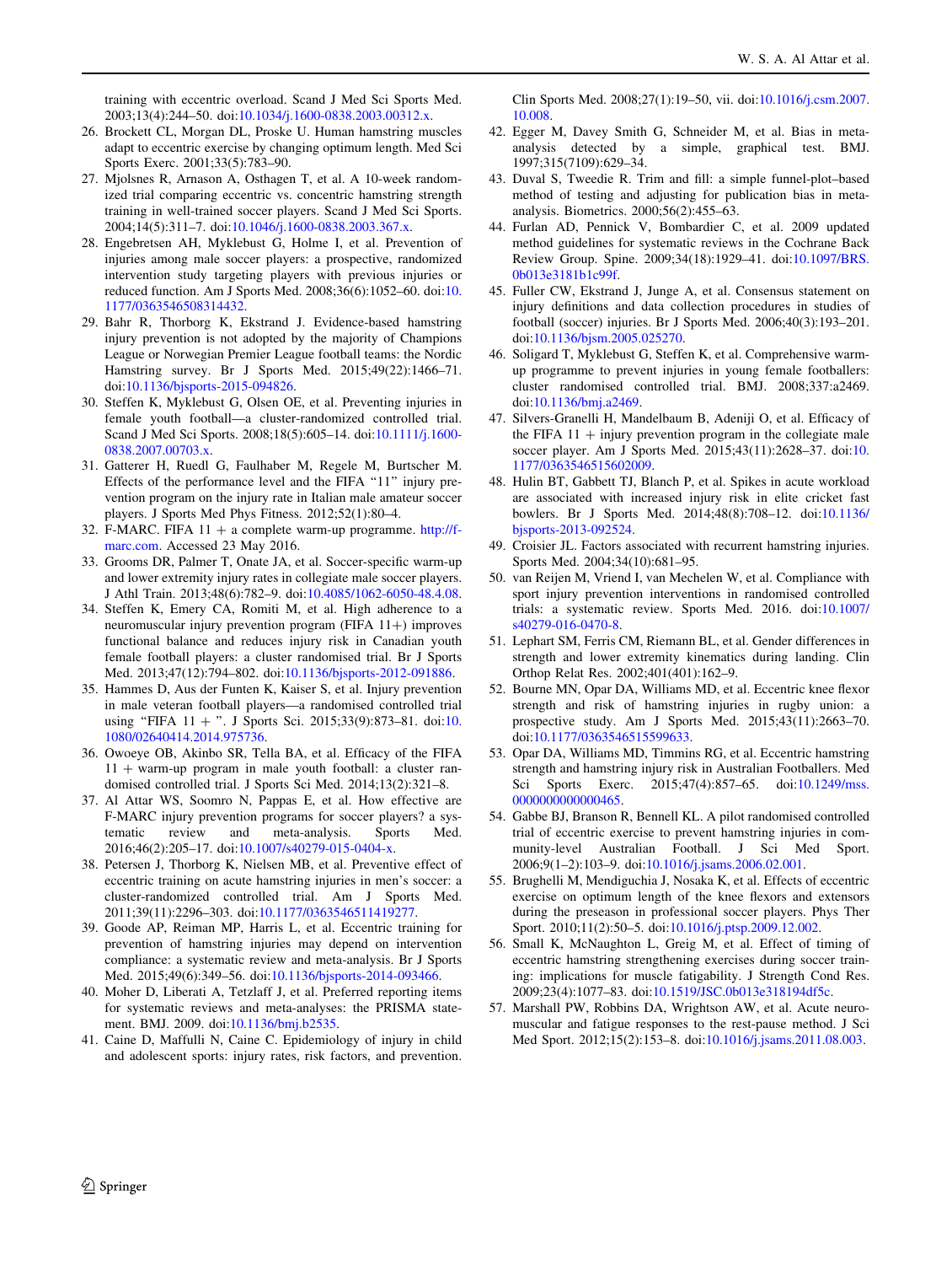training with eccentric overload. Scand J Med Sci Sports Med. 2003;13(4):244–50. doi:10.1034/j.1600-0838.2003.00312.x.

26. Brockett CL, Morgan DL, Proske U. Human hamstring muscles adapt to eccentric exercise by changing optimum length. Med Sci Sports Exerc. 2001;33(5):783–90.
27. Mjolsnes R, Arnason A, Osthagen T, et al. A 10-week randomized trial comparing eccentric vs. concentric hamstring strength training in well-trained soccer players. Scand J Med Sci Sports. 2004;14(5):311–7. doi:10.1046/j.1600-0838.2003.367.x.
28. Engebretsen AH, Myklebust G, Holme I, et al. Prevention of injuries among male soccer players: a prospective, randomized intervention study targeting players with previous injuries or reduced function. Am J Sports Med. 2008;36(6):1052–60. doi:10.1177/0363546508314432.
29. Bahr R, Thorborg K, Ekstrand J. Evidence-based hamstring injury prevention is not adopted by the majority of Champions League or Norwegian Premier League football teams: the Nordic Hamstring survey. Br J Sports Med. 2015;49(22):1466–71. doi:10.1136/bjsports-2015-094826.
30. Steffen K, Myklebust G, Olsen OE, et al. Preventing injuries in female youth football—a cluster-randomized controlled trial. Scand J Med Sci Sports. 2008;18(5):605–14. doi:10.1111/j.1600-0838.2007.00703.x.
31. Gatterer H, Ruedl G, Faulhaber M, Regele M, Burtscher M. Effects of the performance level and the FIFA "11" injury prevention program on the injury rate in Italian male amateur soccer players. J Sports Med Phys Fitness. 2012;52(1):80–4.
32. F-MARC. FIFA 11 + a complete warm-up programme. http://f-marc.com. Accessed 23 May 2016.
33. Grooms DR, Palmer T, Onate JA, et al. Soccer-specific warm-up and lower extremity injury rates in collegiate male soccer players. J Athl Train. 2013;48(6):782–9. doi:10.4085/1062-6050-48.4.08.
34. Steffen K, Emery CA, Romiti M, et al. High adherence to a neuromuscular injury prevention program (FIFA 11+) improves functional balance and reduces injury risk in Canadian youth female football players: a cluster randomised trial. Br J Sports Med. 2013;47(12):794–802. doi:10.1136/bjsports-2012-091886.
35. Hammes D, Aus der Funten K, Kaiser S, et al. Injury prevention in male veteran football players—a randomised controlled trial using "FIFA 11 + ". J Sports Sci. 2015;33(9):873–81. doi:10.1080/02640414.2014.975736.
36. Owoeye OB, Akinbo SR, Tella BA, et al. Efficacy of the FIFA 11 + warm-up program in male youth football: a cluster randomised controlled trial. J Sports Sci Med. 2014;13(2):321–8.
37. Al Attar WS, Soomro N, Pappas E, et al. How effective are F-MARC injury prevention programs for soccer players? a systematic review and meta-analysis. Sports Med. 2016;46(2):205–17. doi:10.1007/s40279-015-0404-x.
38. Petersen J, Thorborg K, Nielsen MB, et al. Preventive effect of eccentric training on acute hamstring injuries in men's soccer: a cluster-randomized controlled trial. Am J Sports Med. 2011;39(11):2296–303. doi:10.1177/0363546511419277.
39. Goode AP, Reiman MP, Harris L, et al. Eccentric training for prevention of hamstring injuries may depend on intervention compliance: a systematic review and meta-analysis. Br J Sports Med. 2015;49(6):349–56. doi:10.1136/bjsports-2014-093466.
40. Moher D, Liberati A, Tetzlaff J, et al. Preferred reporting items for systematic reviews and meta-analyses: the PRISMA statement. BMJ. 2009. doi:10.1136/bmj.b2535.
41. Caine D, Maffulli N, Caine C. Epidemiology of injury in child and adolescent sports: injury rates, risk factors, and prevention. Clin Sports Med. 2008;27(1):19–50, vii. doi:10.1016/j.csm.2007.10.008.
42. Egger M, Davey Smith G, Schneider M, et al. Bias in meta-analysis detected by a simple, graphical test. BMJ. 1997;315(7109):629–34.
43. Duval S, Tweedie R. Trim and fill: a simple funnel-plot–based method of testing and adjusting for publication bias in meta-analysis. Biometrics. 2000;56(2):455–63.
44. Furlan AD, Pennick V, Bombardier C, et al. 2009 updated method guidelines for systematic reviews in the Cochrane Back Review Group. Spine. 2009;34(18):1929–41. doi:10.1097/BRS.0b013e3181b1c99f.
45. Fuller CW, Ekstrand J, Junge A, et al. Consensus statement on injury definitions and data collection procedures in studies of football (soccer) injuries. Br J Sports Med. 2006;40(3):193–201. doi:10.1136/bjsm.2005.025270.
46. Soligard T, Myklebust G, Steffen K, et al. Comprehensive warm-up programme to prevent injuries in young female footballers: cluster randomised controlled trial. BMJ. 2008;337:a2469. doi:10.1136/bmj.a2469.
47. Silvers-Granelli H, Mandelbaum B, Adeniji O, et al. Efficacy of the FIFA 11 + injury prevention program in the collegiate male soccer player. Am J Sports Med. 2015;43(11):2628–37. doi:10.1177/0363546515602009.
48. Hulin BT, Gabbett TJ, Blanch P, et al. Spikes in acute workload are associated with increased injury risk in elite cricket fast bowlers. Br J Sports Med. 2014;48(8):708–12. doi:10.1136/bjsports-2013-092524.
49. Croisier JL. Factors associated with recurrent hamstring injuries. Sports Med. 2004;34(10):681–95.
50. van Reijen M, Vriend I, van Mechelen W, et al. Compliance with sport injury prevention interventions in randomised controlled trials: a systematic review. Sports Med. 2016. doi:10.1007/s40279-016-0470-8.
51. Lephart SM, Ferris CM, Riemann BL, et al. Gender differences in strength and lower extremity kinematics during landing. Clin Orthop Relat Res. 2002;401(401):162–9.
52. Bourne MN, Opar DA, Williams MD, et al. Eccentric knee flexor strength and risk of hamstring injuries in rugby union: a prospective study. Am J Sports Med. 2015;43(11):2663–70. doi:10.1177/0363546515599633.
53. Opar DA, Williams MD, Timmins RG, et al. Eccentric hamstring strength and hamstring injury risk in Australian Footballers. Med Sci Sports Exerc. 2015;47(4):857–65. doi:10.1249/mss.0000000000000465.
54. Gabbe BJ, Branson R, Bennell KL. A pilot randomised controlled trial of eccentric exercise to prevent hamstring injuries in community-level Australian Football. J Sci Med Sport. 2006;9(1–2):103–9. doi:10.1016/j.jsams.2006.02.001.
55. Brughelli M, Mendiguchia J, Nosaka K, et al. Effects of eccentric exercise on optimum length of the knee flexors and extensors during the preseason in professional soccer players. Phys Ther Sport. 2010;11(2):50–5. doi:10.1016/j.ptsp.2009.12.002.
56. Small K, McNaughton L, Greig M, et al. Effect of timing of eccentric hamstring strengthening exercises during soccer training: implications for muscle fatigability. J Strength Cond Res. 2009;23(4):1077–83. doi:10.1519/JSC.0b013e318194df5c.
57. Marshall PW, Robbins DA, Wrightson AW, et al. Acute neuromuscular and fatigue responses to the rest-pause method. J Sci Med Sport. 2012;15(2):153–8. doi:10.1016/j.jsams.2011.08.003.